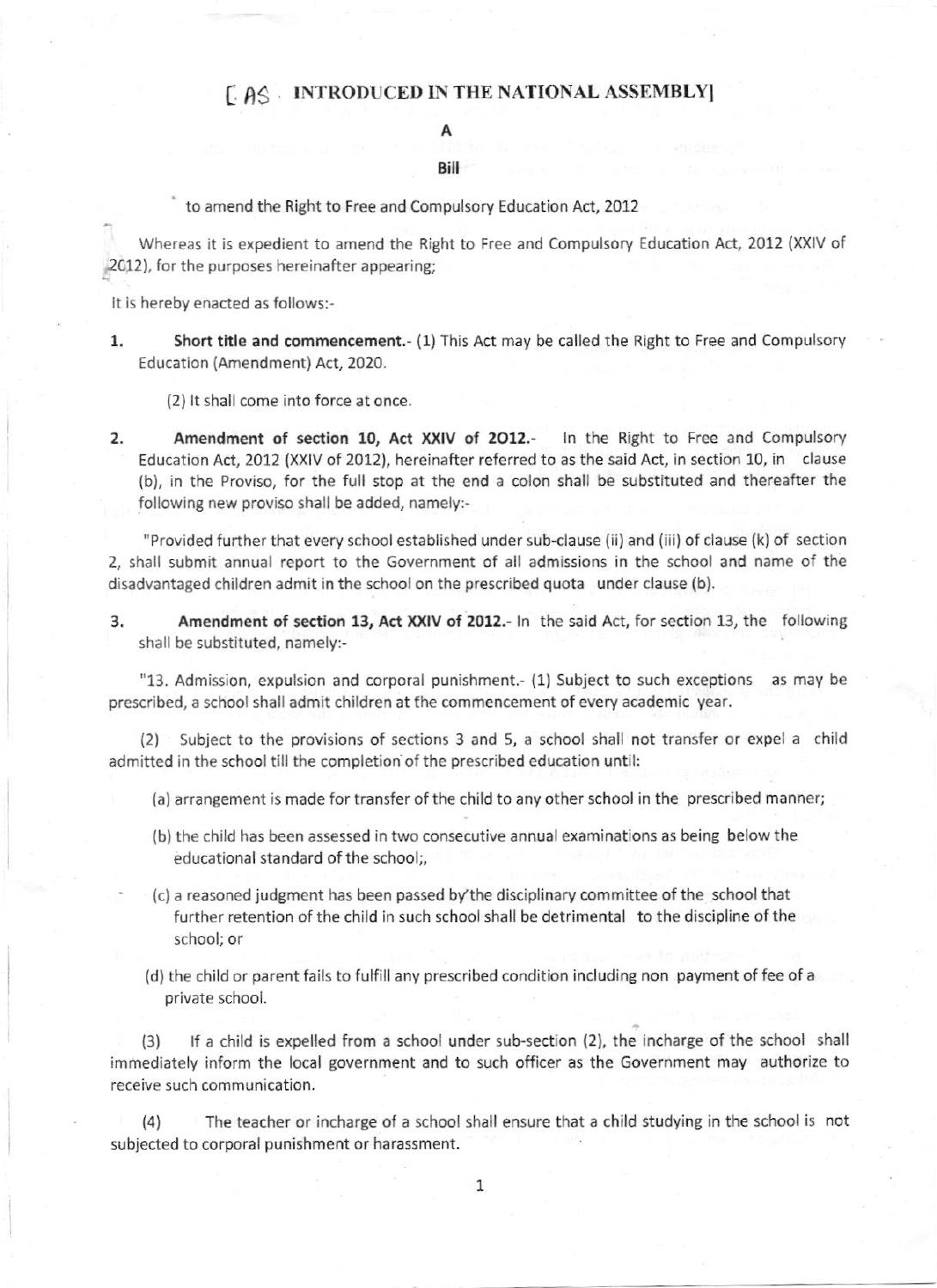[AS INTRODUCED IN THE NATIONAL ASSEMBLY]

# A

## Bill

to amend the Right to Free and Compulsory Education Act, 2012

Whereas it is expedient to amend the Right to Free and Compulsory Education Act, 2012 (XXIV of 2012), for the purposes hereinafter appearing;

It is hereby enacted as follows:-

1. **Short title and commencement.**- (1) This Act may be called the Right to Free and Compulsory Education (Amendment) Act, 2020.

   (2) It shall come into force at once.

2. **Amendment of section 10, Act XXIV of 2012.**- In the Right to Free and Compulsory Education Act, 2012 (XXIV of 2012), hereinafter referred to as the said Act, in section 10, in clause (b), in the Proviso, for the full stop at the end a colon shall be substituted and thereafter the following new proviso shall be added, namely:-

"Provided further that every school established under sub-clause (ii) and (iii) of clause (k) of section 2, shall submit annual report to the Government of all admissions in the school and name of the disadvantaged children admit in the school on the prescribed quota under clause (b).

3. **Amendment of section 13, Act XXIV of 2012.**- In the said Act, for section 13, the following shall be substituted, namely:-

"13. Admission, expulsion and corporal punishment.- (1) Subject to such exceptions as may be prescribed, a school shall admit children at the commencement of every academic year.

(2) Subject to the provisions of sections 3 and 5, a school shall not transfer or expel a child admitted in the school till the completion of the prescribed education until:

(a) arrangement is made for transfer of the child to any other school in the prescribed manner;

(b) the child has been assessed in two consecutive annual examinations as being below the educational standard of the school;,

(c) a reasoned judgment has been passed by the disciplinary committee of the school that further retention of the child in such school shall be detrimental to the discipline of the school; or

(d) the child or parent fails to fulfill any prescribed condition including non payment of fee of a private school.

(3) If a child is expelled from a school under sub-section (2), the incharge of the school shall immediately inform the local government and to such officer as the Government may authorize to receive such communication.

(4) The teacher or incharge of a school shall ensure that a child studying in the school is not subjected to corporal punishment or harassment.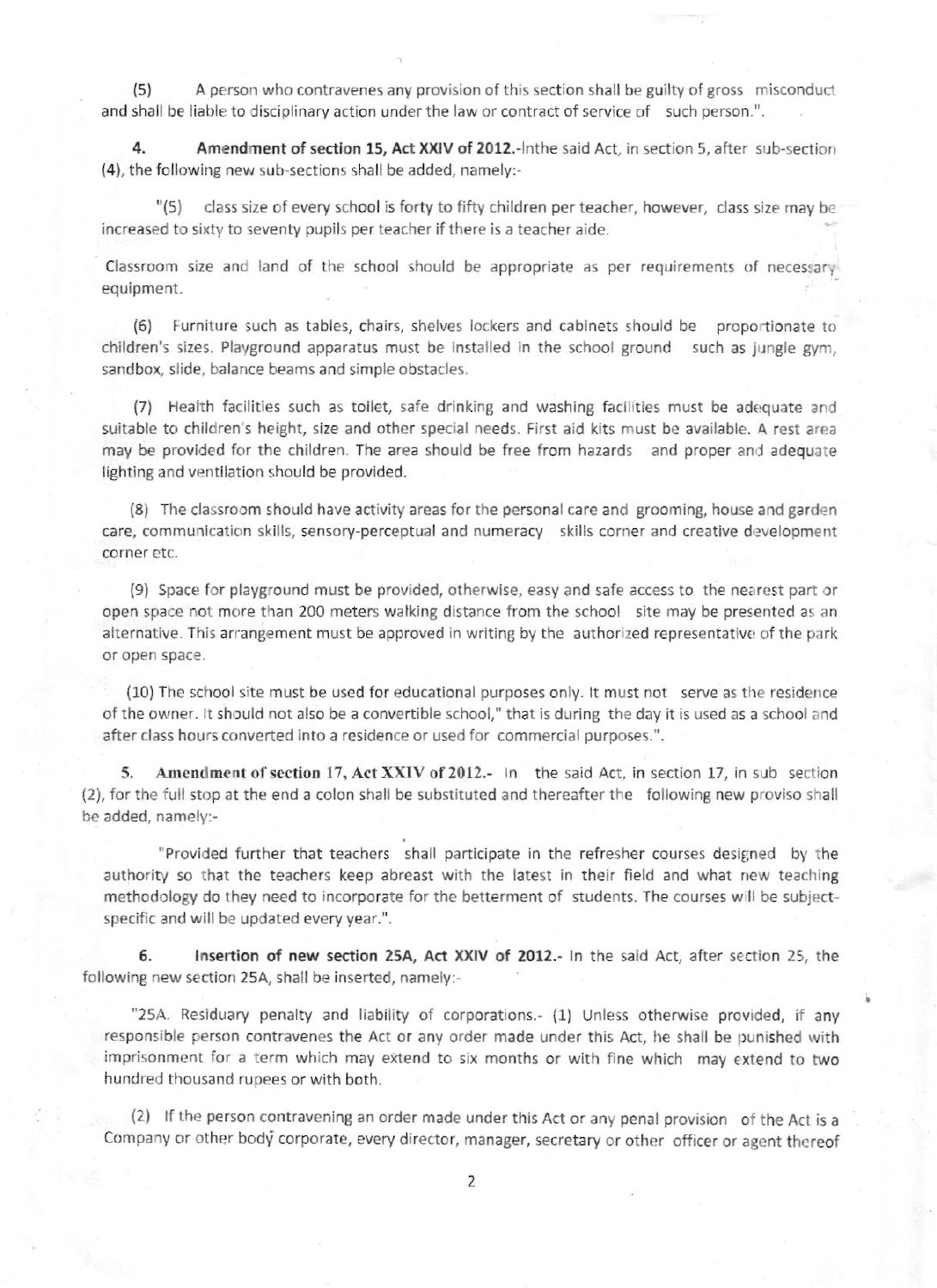(5) A person who contravenes any provision of this section shall be guilty of gross misconduct and shall be liable to disciplinary action under the law or contract of service of such person.".

**4. Amendment of section 15, Act XXIV of 2012.**-Inthe said Act, in section 5, after sub-section (4), the following new sub-sections shall be added, namely:-

"(5) class size of every school is forty to fifty children per teacher, however, class size may be increased to sixty to seventy pupils per teacher if there is a teacher aide.

Classroom size and land of the school should be appropriate as per requirements of necessary equipment.

(6) Furniture such as tables, chairs, shelves lockers and cabinets should be proportionate to children's sizes. Playground apparatus must be installed in the school ground such as jungle gym, sandbox, slide, balance beams and simple obstacles.

(7) Health facilities such as toilet, safe drinking and washing facilities must be adequate and suitable to children's height, size and other special needs. First aid kits must be available. A rest area may be provided for the children. The area should be free from hazards and proper and adequate lighting and ventilation should be provided.

(8) The classroom should have activity areas for the personal care and grooming, house and garden care, communication skills, sensory-perceptual and numeracy skills corner and creative development corner etc.

(9) Space for playground must be provided, otherwise, easy and safe access to the nearest part or open space not more than 200 meters walking distance from the school site may be presented as an alternative. This arrangement must be approved in writing by the authorized representative of the park or open space.

(10) The school site must be used for educational purposes only. It must not serve as the residence of the owner. It should not also be a convertible school," that is during the day it is used as a school and after class hours converted into a residence or used for commercial purposes.".

**5. Amendment of section 17, Act XXIV of 2012.**- In the said Act, in section 17, in sub section (2), for the full stop at the end a colon shall be substituted and thereafter the following new proviso shall be added, namely:-

"Provided further that teachers shall participate in the refresher courses designed by the authority so that the teachers keep abreast with the latest in their field and what new teaching methodology do they need to incorporate for the betterment of students. The courses will be subject-specific and will be updated every year.".

**6. Insertion of new section 25A, Act XXIV of 2012.**- In the said Act, after section 25, the following new section 25A, shall be inserted, namely:-

"25A. Residuary penalty and liability of corporations.- (1) Unless otherwise provided, if any responsible person contravenes the Act or any order made under this Act, he shall be punished with imprisonment for a term which may extend to six months or with fine which may extend to two hundred thousand rupees or with both.

(2) If the person contravening an order made under this Act or any penal provision of the Act is a Company or other body corporate, every director, manager, secretary or other officer or agent thereof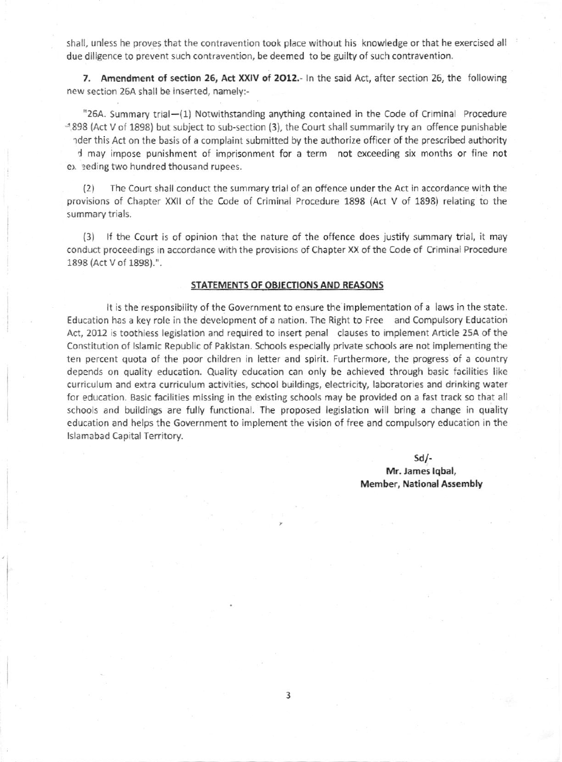shall, unless he proves that the contravention took place without his knowledge or that he exercised all due diligence to prevent such contravention, be deemed to be guilty of such contravention.

**7. Amendment of section 26, Act XXIV of 2012.**- In the said Act, after section 26, the following new section 26A shall be inserted, namely:-

"26A. Summary trial—(1) Notwithstanding anything contained in the Code of Criminal Procedure 1898 (Act V of 1898) but subject to sub-section (3), the Court shall summarily try an offence punishable under this Act on the basis of a complaint submitted by the authorize officer of the prescribed authority and may impose punishment of imprisonment for a term not exceeding six months or fine not exceeding two hundred thousand rupees.

(2) The Court shall conduct the summary trial of an offence under the Act in accordance with the provisions of Chapter XXII of the Code of Criminal Procedure 1898 (Act V of 1898) relating to the summary trials.

(3) If the Court is of opinion that the nature of the offence does justify summary trial, it may conduct proceedings in accordance with the provisions of Chapter XX of the Code of Criminal Procedure 1898 (Act V of 1898).".

## STATEMENTS OF OBJECTIONS AND REASONS

It is the responsibility of the Government to ensure the implementation of a laws in the state. Education has a key role in the development of a nation. The Right to Free and Compulsory Education Act, 2012 is toothless legislation and required to insert penal clauses to implement Article 25A of the Constitution of Islamic Republic of Pakistan. Schools especially private schools are not implementing the ten percent quota of the poor children in letter and spirit. Furthermore, the progress of a country depends on quality education. Quality education can only be achieved through basic facilities like curriculum and extra curriculum activities, school buildings, electricity, laboratories and drinking water for education. Basic facilities missing in the existing schools may be provided on a fast track so that all schools and buildings are fully functional. The proposed legislation will bring a change in quality education and helps the Government to implement the vision of free and compulsory education in the Islamabad Capital Territory.

Sd/-

**Mr. James Iqbal,**
**Member, National Assembly**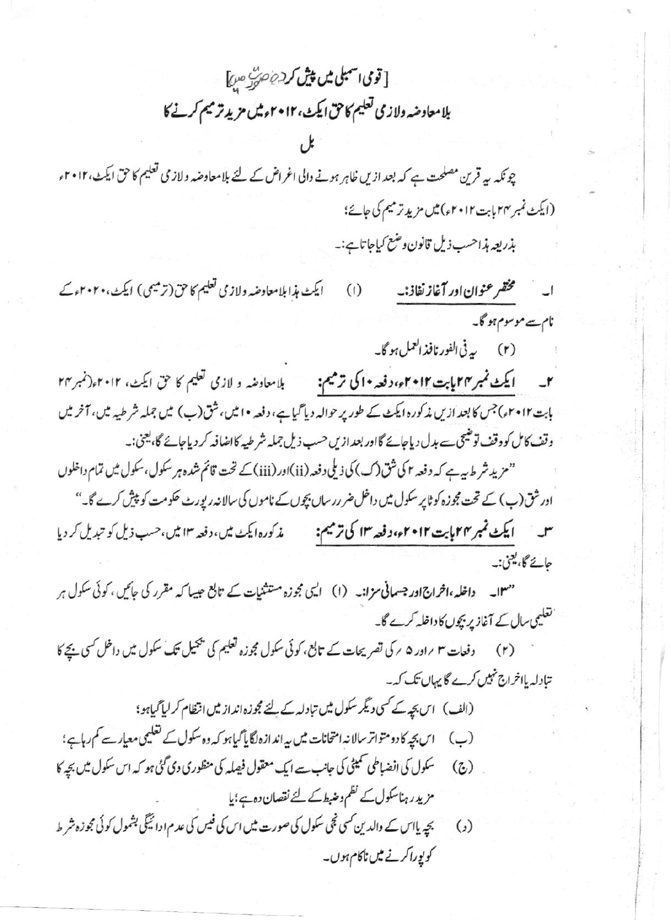[قومی اسمبلی میں پیش کردہ صورت میں]

## بلامعاوضہ ولازمی تعلیم کا حق ایکٹ، ۲۰۱۲ء میں مزید ترمیم کرنے کا

## بل

چونکہ یہ قرین مصلحت ہے کہ بعد ازیں ظاہر ہونے والی اغراض کے لئے بلامعاوضہ ولازمی تعلیم کا حق ایکٹ، ۲۰۱۲ء (ایکٹ نمبر ۲۴ بابت ۲۰۱۲ء) میں مزید ترمیم کی جائے؛

بذریعہ ہذا حسب ذیل قانون وضع کیا جاتا ہے:۔

۱۔ **مختصر عنوان اور آغاز نفاذ:۔** (۱) ایکٹ ہذا بلامعاوضہ ولازمی تعلیم کا حق (ترمیمی) ایکٹ، ۲۰۲۰ء کے نام سے موسوم ہو گا۔

(۲) یہ فی الفور نافذ العمل ہو گا۔

۲۔ **ایکٹ نمبر ۲۴ بابت ۲۰۱۲ء، دفعہ ۱۰ کی ترمیم:** بلامعاوضہ و لازمی تعلیم کا حق ایکٹ، ۲۰۱۲ء (نمبر ۲۴ بابت ۲۰۱۲ء) جس کا بعد ازیں مذکورہ ایکٹ کے طور پر حوالہ دیا گیا ہے، دفعہ ۱۰ میں، شق (ب) میں جملہ شرطیہ میں، آخر میں وقف کامل کو وقف توضیحی سے بدل دیا جائے گا اور بعد ازیں حسب ذیل جملہ شرطیہ کا اضافہ کر دیا جائے گا، یعنی:۔

"مزید شرط یہ ہے کہ دفعہ ۲ کی شق (ک) کی ذیلی دفعہ (ii) اور (iii) کے تحت قائم شدہ ہر سکول، سکول میں تمام داخلوں اور شق (ب) کے تحت مجوزہ کوٹا پر سکول میں داخل ضرر رساں بچوں کے ناموں کی سالانہ رپورٹ حکومت کو پیش کرے گا۔"

۳۔ **ایکٹ نمبر ۲۴ بابت ۲۰۱۲ء، دفعہ ۱۳ کی ترمیم:** مذکورہ ایکٹ میں، دفعہ ۱۳ میں، حسب ذیل کو تبدیل کر دیا جائے گا، یعنی:۔

"۱۳۔ **داخلہ، اخراج اور جسمانی سزا:۔** (۱) ایسی مجوزہ مستثنیات کے تابع جیسا کہ مقرر کی جائیں، کوئی سکول ہر تعلیمی سال کے آغاز پر بچوں کا داخلہ کرے گا۔

(۲) دفعات ۳ ر اور ۵ ر کی تصریحات کے تابع، کوئی سکول مجوزہ تعلیم کی تکمیل تک سکول میں داخل کسی بچے کا تبادلہ یا اخراج نہیں کرے گا یہاں تک کہ۔

(الف) اس بچہ کے کسی دیگر سکول میں تبادلہ کے لئے مجوزہ انداز میں انتظام کر لیا گیا ہو؛

(ب) اس بچہ کا دو متواتر سالانہ امتحانات میں یہ اندازہ لگایا گیا ہو کہ وہ سکول کے تعلیمی معیار سے کم رہا ہے؛

(ج) سکول کی انضباطی کمیٹی کی جانب سے ایک معقول فیصلہ کی منظوری دی گئی ہو کہ اس سکول میں بچہ کا مزید رہنا سکول کے نظم وضبط کے لئے نقصان دہ ہے؛ یا

(د) بچہ یا اس کے والدین کسی نجی سکول کی صورت میں اس کی فیس کی عدم ادائیگی بشمول کوئی مجوزہ شرط کو پورا کرنے میں ناکام ہوں۔